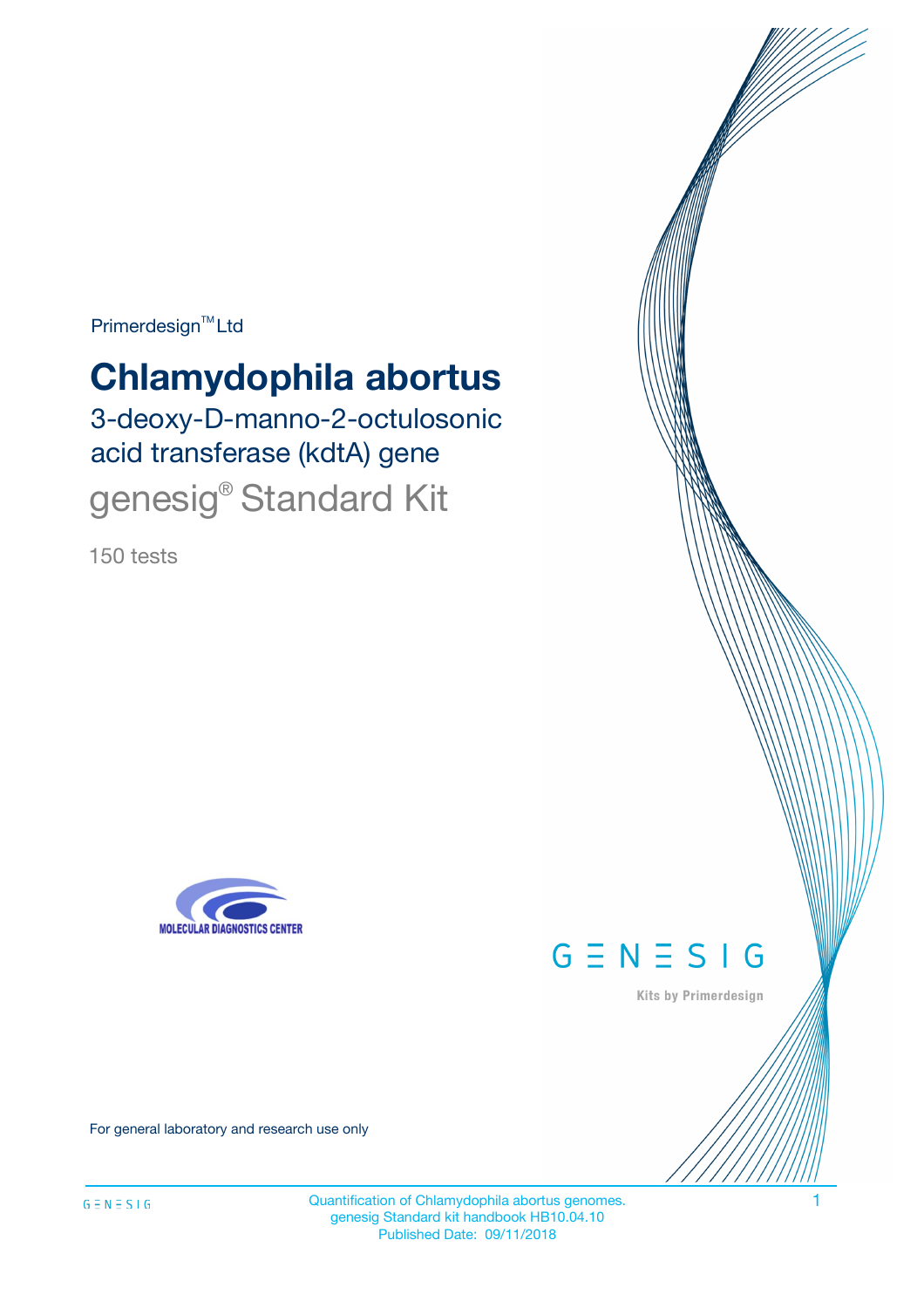Primerdesign™ Ltd

# Chlamydophila abortus

3-deoxy-D-manno-2-octulosonic acid transferase (kdtA) gene

genesig® Standard Kit

150 tests

MOLECULAR DIAGNOSTICS CENTER

GENESIG

Kits by Primerdesign

For general laboratory and research use only

Quantification of Chlamydophila abortus genomes.
genesig Standard kit handbook HB10.04.10
Published Date: 09/11/2018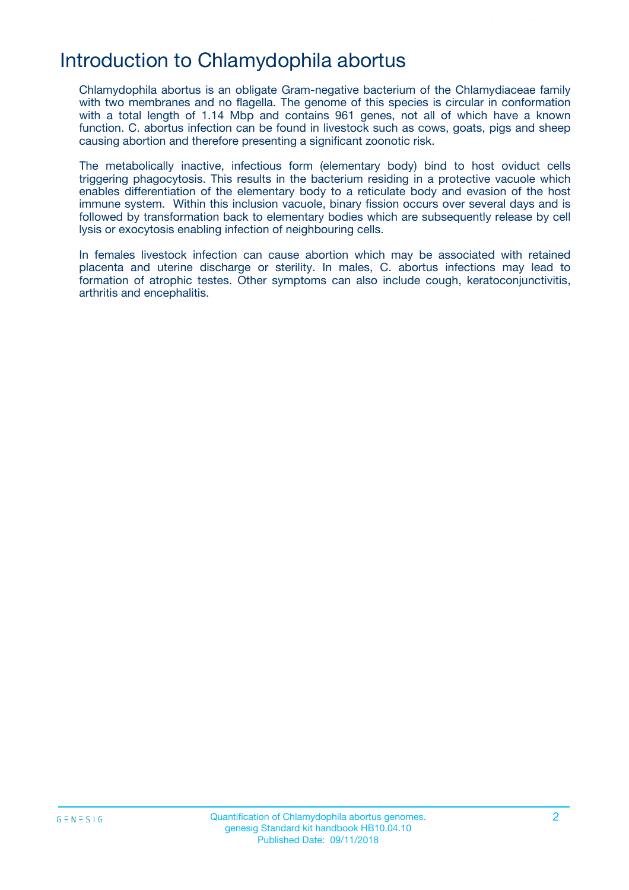# Introduction to Chlamydophila abortus

Chlamydophila abortus is an obligate Gram-negative bacterium of the Chlamydiaceae family with two membranes and no flagella. The genome of this species is circular in conformation with a total length of 1.14 Mbp and contains 961 genes, not all of which have a known function. C. abortus infection can be found in livestock such as cows, goats, pigs and sheep causing abortion and therefore presenting a significant zoonotic risk.

The metabolically inactive, infectious form (elementary body) bind to host oviduct cells triggering phagocytosis. This results in the bacterium residing in a protective vacuole which enables differentiation of the elementary body to a reticulate body and evasion of the host immune system. Within this inclusion vacuole, binary fission occurs over several days and is followed by transformation back to elementary bodies which are subsequently release by cell lysis or exocytosis enabling infection of neighbouring cells.

In females livestock infection can cause abortion which may be associated with retained placenta and uterine discharge or sterility. In males, C. abortus infections may lead to formation of atrophic testes. Other symptoms can also include cough, keratoconjunctivitis, arthritis and encephalitis.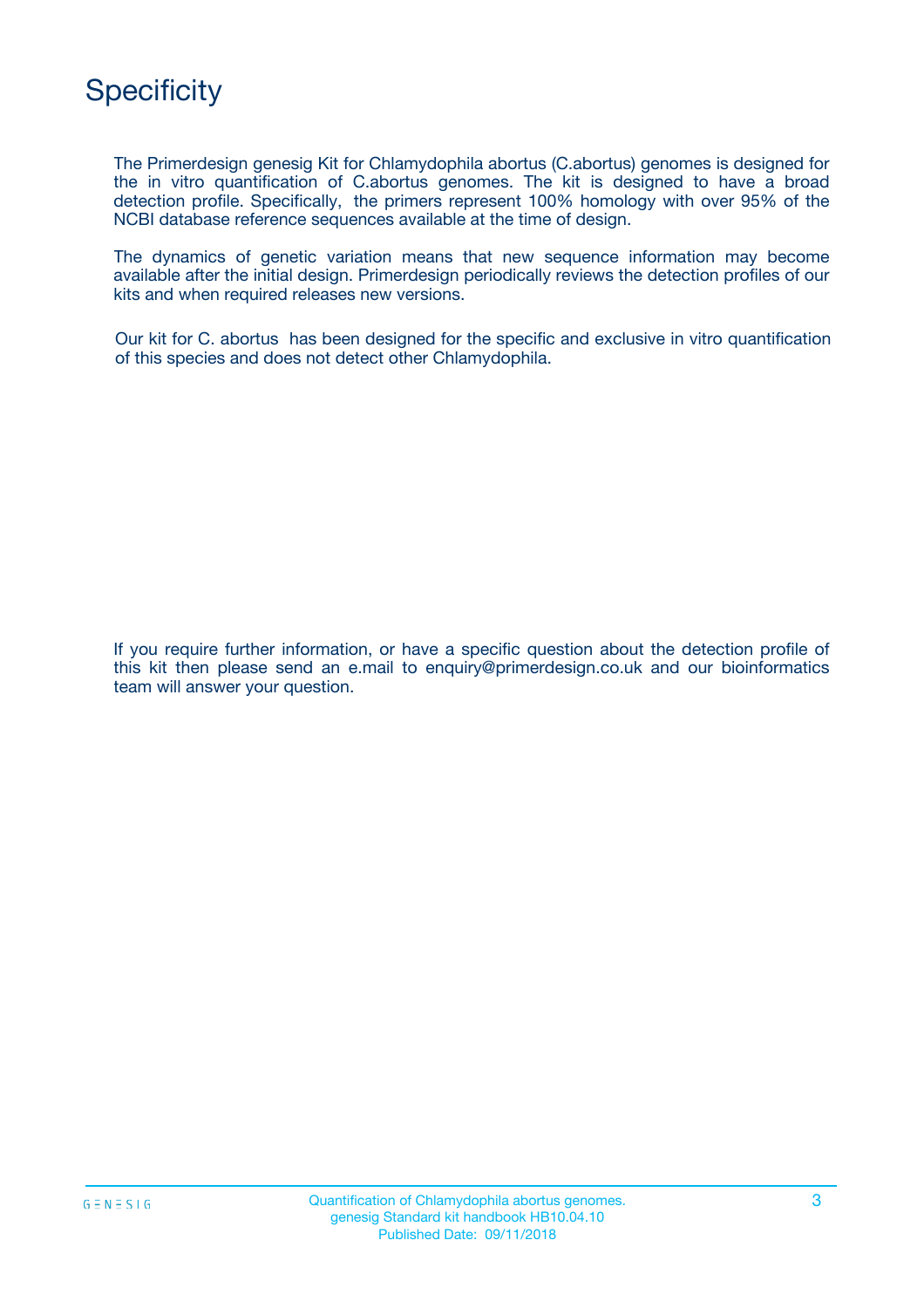# Specificity

The Primerdesign genesig Kit for Chlamydophila abortus (C.abortus) genomes is designed for the in vitro quantification of C.abortus genomes. The kit is designed to have a broad detection profile. Specifically, the primers represent 100% homology with over 95% of the NCBI database reference sequences available at the time of design.

The dynamics of genetic variation means that new sequence information may become available after the initial design. Primerdesign periodically reviews the detection profiles of our kits and when required releases new versions.

Our kit for C. abortus has been designed for the specific and exclusive in vitro quantification of this species and does not detect other Chlamydophila.

If you require further information, or have a specific question about the detection profile of this kit then please send an e.mail to enquiry@primerdesign.co.uk and our bioinformatics team will answer your question.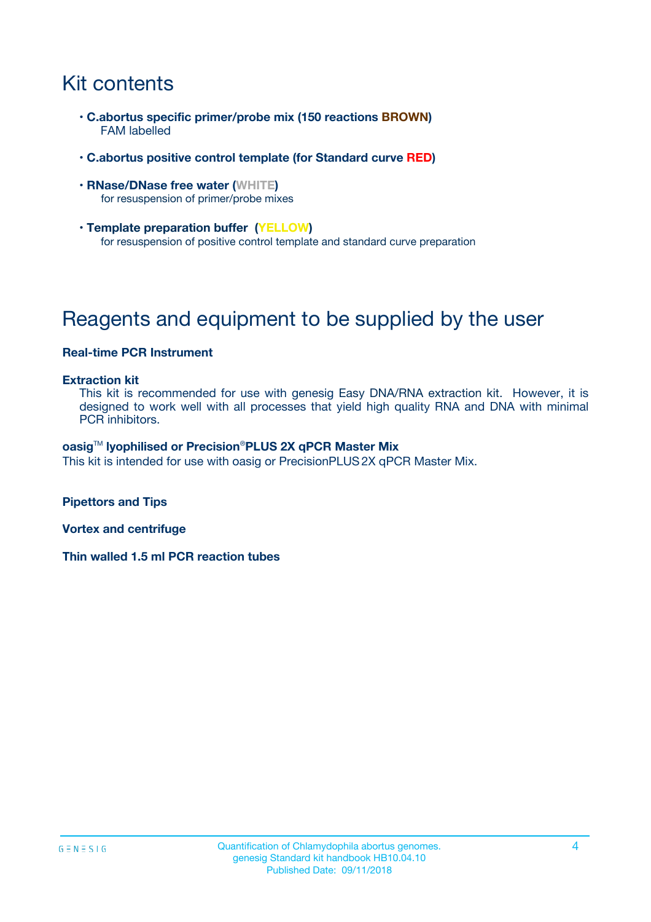# Kit contents

- **C.abortus specific primer/probe mix (150 reactions BROWN)**
  FAM labelled
- **C.abortus positive control template (for Standard curve RED)**
- **RNase/DNase free water (WHITE)**
  for resuspension of primer/probe mixes
- **Template preparation buffer (YELLOW)**
  for resuspension of positive control template and standard curve preparation

# Reagents and equipment to be supplied by the user

**Real-time PCR Instrument**

**Extraction kit**

This kit is recommended for use with genesig Easy DNA/RNA extraction kit. However, it is designed to work well with all processes that yield high quality RNA and DNA with minimal PCR inhibitors.

**oasig™ lyophilised or Precision®PLUS 2X qPCR Master Mix**

This kit is intended for use with oasig or PrecisionPLUS 2X qPCR Master Mix.

**Pipettors and Tips**

**Vortex and centrifuge**

**Thin walled 1.5 ml PCR reaction tubes**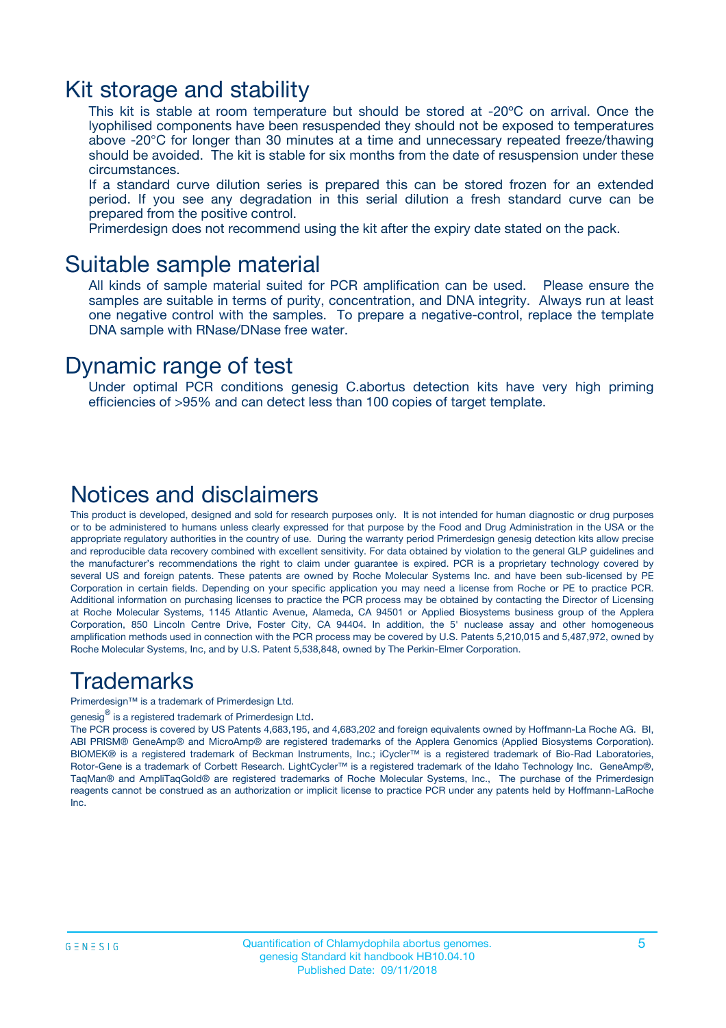# Kit storage and stability

This kit is stable at room temperature but should be stored at -20ºC on arrival. Once the lyophilised components have been resuspended they should not be exposed to temperatures above -20°C for longer than 30 minutes at a time and unnecessary repeated freeze/thawing should be avoided. The kit is stable for six months from the date of resuspension under these circumstances.

If a standard curve dilution series is prepared this can be stored frozen for an extended period. If you see any degradation in this serial dilution a fresh standard curve can be prepared from the positive control.

Primerdesign does not recommend using the kit after the expiry date stated on the pack.

# Suitable sample material

All kinds of sample material suited for PCR amplification can be used. Please ensure the samples are suitable in terms of purity, concentration, and DNA integrity. Always run at least one negative control with the samples. To prepare a negative-control, replace the template DNA sample with RNase/DNase free water.

# Dynamic range of test

Under optimal PCR conditions genesig C.abortus detection kits have very high priming efficiencies of >95% and can detect less than 100 copies of target template.

# Notices and disclaimers

This product is developed, designed and sold for research purposes only. It is not intended for human diagnostic or drug purposes or to be administered to humans unless clearly expressed for that purpose by the Food and Drug Administration in the USA or the appropriate regulatory authorities in the country of use. During the warranty period Primerdesign genesig detection kits allow precise and reproducible data recovery combined with excellent sensitivity. For data obtained by violation to the general GLP guidelines and the manufacturer's recommendations the right to claim under guarantee is expired. PCR is a proprietary technology covered by several US and foreign patents. These patents are owned by Roche Molecular Systems Inc. and have been sub-licensed by PE Corporation in certain fields. Depending on your specific application you may need a license from Roche or PE to practice PCR. Additional information on purchasing licenses to practice the PCR process may be obtained by contacting the Director of Licensing at Roche Molecular Systems, 1145 Atlantic Avenue, Alameda, CA 94501 or Applied Biosystems business group of the Applera Corporation, 850 Lincoln Centre Drive, Foster City, CA 94404. In addition, the 5' nuclease assay and other homogeneous amplification methods used in connection with the PCR process may be covered by U.S. Patents 5,210,015 and 5,487,972, owned by Roche Molecular Systems, Inc, and by U.S. Patent 5,538,848, owned by The Perkin-Elmer Corporation.

# Trademarks

Primerdesign™ is a trademark of Primerdesign Ltd.

genesig® is a registered trademark of Primerdesign Ltd.

The PCR process is covered by US Patents 4,683,195, and 4,683,202 and foreign equivalents owned by Hoffmann-La Roche AG. BI, ABI PRISM® GeneAmp® and MicroAmp® are registered trademarks of the Applera Genomics (Applied Biosystems Corporation). BIOMEK® is a registered trademark of Beckman Instruments, Inc.; iCycler™ is a registered trademark of Bio-Rad Laboratories, Rotor-Gene is a trademark of Corbett Research. LightCycler™ is a registered trademark of the Idaho Technology Inc. GeneAmp®, TaqMan® and AmpliTaqGold® are registered trademarks of Roche Molecular Systems, Inc., The purchase of the Primerdesign reagents cannot be construed as an authorization or implicit license to practice PCR under any patents held by Hoffmann-LaRoche Inc.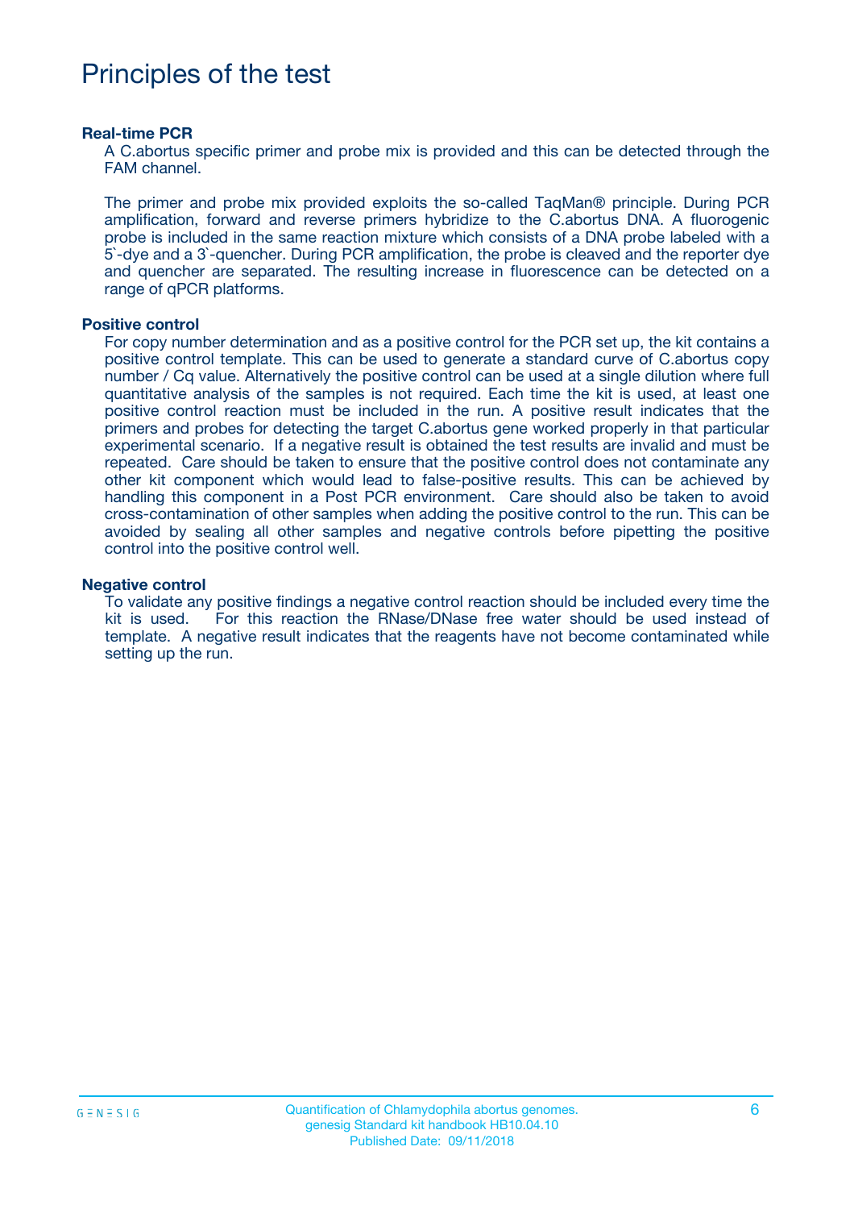# Principles of the test

**Real-time PCR**

A C.abortus specific primer and probe mix is provided and this can be detected through the FAM channel.

The primer and probe mix provided exploits the so-called TaqMan® principle. During PCR amplification, forward and reverse primers hybridize to the C.abortus DNA. A fluorogenic probe is included in the same reaction mixture which consists of a DNA probe labeled with a 5`-dye and a 3`-quencher. During PCR amplification, the probe is cleaved and the reporter dye and quencher are separated. The resulting increase in fluorescence can be detected on a range of qPCR platforms.

**Positive control**

For copy number determination and as a positive control for the PCR set up, the kit contains a positive control template. This can be used to generate a standard curve of C.abortus copy number / Cq value. Alternatively the positive control can be used at a single dilution where full quantitative analysis of the samples is not required. Each time the kit is used, at least one positive control reaction must be included in the run. A positive result indicates that the primers and probes for detecting the target C.abortus gene worked properly in that particular experimental scenario. If a negative result is obtained the test results are invalid and must be repeated. Care should be taken to ensure that the positive control does not contaminate any other kit component which would lead to false-positive results. This can be achieved by handling this component in a Post PCR environment. Care should also be taken to avoid cross-contamination of other samples when adding the positive control to the run. This can be avoided by sealing all other samples and negative controls before pipetting the positive control into the positive control well.

**Negative control**

To validate any positive findings a negative control reaction should be included every time the kit is used. For this reaction the RNase/DNase free water should be used instead of template. A negative result indicates that the reagents have not become contaminated while setting up the run.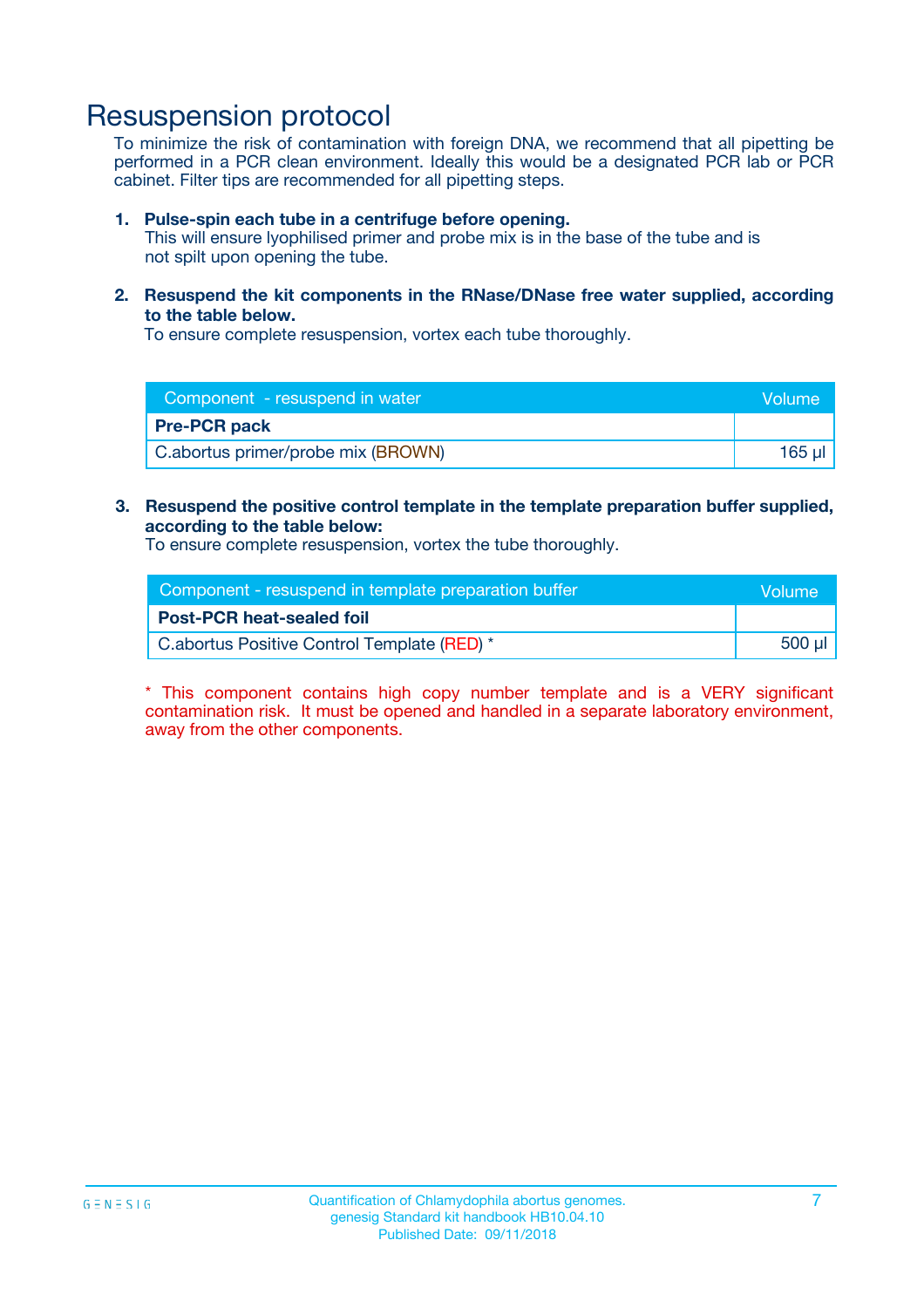# Resuspension protocol

To minimize the risk of contamination with foreign DNA, we recommend that all pipetting be performed in a PCR clean environment. Ideally this would be a designated PCR lab or PCR cabinet. Filter tips are recommended for all pipetting steps.

1. **Pulse-spin each tube in a centrifuge before opening.**
   This will ensure lyophilised primer and probe mix is in the base of the tube and is not spilt upon opening the tube.

2. **Resuspend the kit components in the RNase/DNase free water supplied, according to the table below.**
   To ensure complete resuspension, vortex each tube thoroughly.

| Component - resuspend in water | Volume |
|---|---|
| **Pre-PCR pack** | |
| C.abortus primer/probe mix (BROWN) | 165 µl |

3. **Resuspend the positive control template in the template preparation buffer supplied, according to the table below:**
   To ensure complete resuspension, vortex the tube thoroughly.

| Component - resuspend in template preparation buffer | Volume |
|---|---|
| **Post-PCR heat-sealed foil** | |
| C.abortus Positive Control Template (RED) * | 500 µl |

* This component contains high copy number template and is a VERY significant contamination risk. It must be opened and handled in a separate laboratory environment, away from the other components.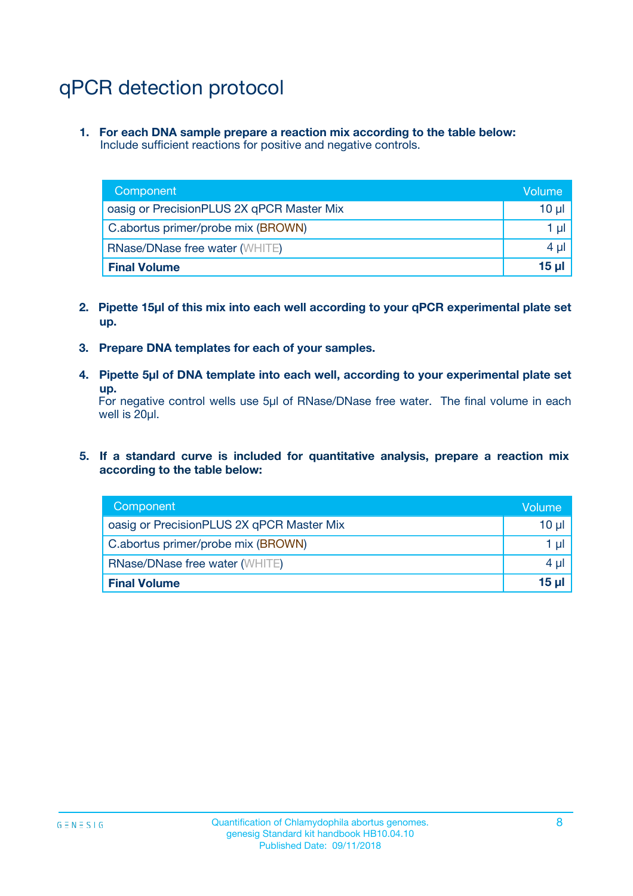# qPCR detection protocol

1. **For each DNA sample prepare a reaction mix according to the table below:**
   Include sufficient reactions for positive and negative controls.

| Component | Volume |
|---|---|
| oasig or PrecisionPLUS 2X qPCR Master Mix | 10 µl |
| C.abortus primer/probe mix (BROWN) | 1 µl |
| RNase/DNase free water (WHITE) | 4 µl |
| **Final Volume** | **15 µl** |

2. **Pipette 15µl of this mix into each well according to your qPCR experimental plate set up.**

3. **Prepare DNA templates for each of your samples.**

4. **Pipette 5µl of DNA template into each well, according to your experimental plate set up.**
   For negative control wells use 5µl of RNase/DNase free water. The final volume in each well is 20µl.

5. **If a standard curve is included for quantitative analysis, prepare a reaction mix according to the table below:**

| Component | Volume |
|---|---|
| oasig or PrecisionPLUS 2X qPCR Master Mix | 10 µl |
| C.abortus primer/probe mix (BROWN) | 1 µl |
| RNase/DNase free water (WHITE) | 4 µl |
| **Final Volume** | **15 µl** |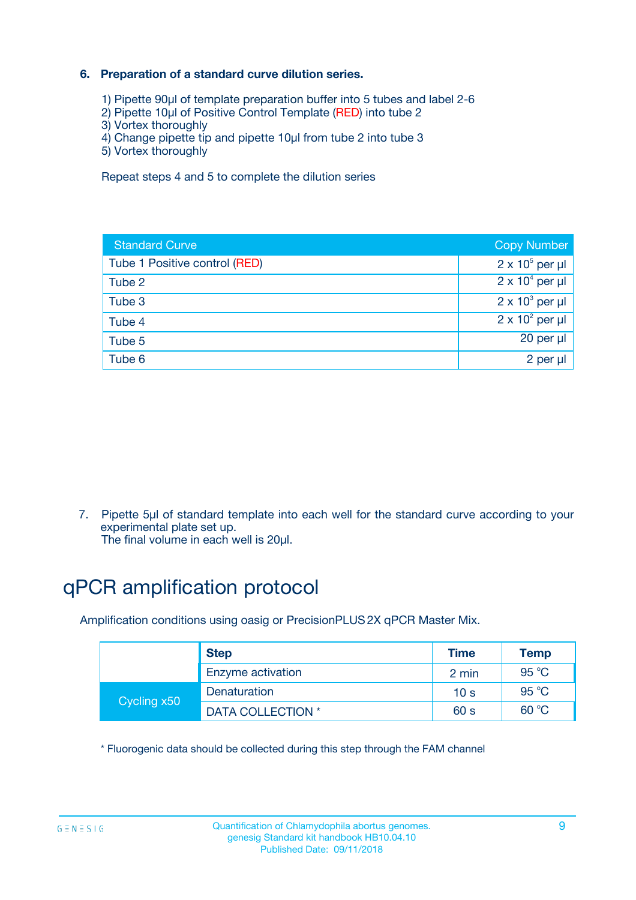### 6. Preparation of a standard curve dilution series.

1) Pipette 90µl of template preparation buffer into 5 tubes and label 2-6
2) Pipette 10µl of Positive Control Template (RED) into tube 2
3) Vortex thoroughly
4) Change pipette tip and pipette 10µl from tube 2 into tube 3
5) Vortex thoroughly

Repeat steps 4 and 5 to complete the dilution series

| Standard Curve | Copy Number |
|---|---|
| Tube 1 Positive control (RED) | $2 \times 10^5$ per µl |
| Tube 2 | $2 \times 10^4$ per µl |
| Tube 3 | $2 \times 10^3$ per µl |
| Tube 4 | $2 \times 10^2$ per µl |
| Tube 5 | 20 per µl |
| Tube 6 | 2 per µl |

7. Pipette 5µl of standard template into each well for the standard curve according to your experimental plate set up.
The final volume in each well is 20µl.

# qPCR amplification protocol

Amplification conditions using oasig or PrecisionPLUS 2X qPCR Master Mix.

| | Step | Time | Temp |
|---|---|---|---|
| | Enzyme activation | 2 min | 95 °C |
| Cycling x50 | Denaturation | 10 s | 95 °C |
| | DATA COLLECTION * | 60 s | 60 °C |

* Fluorogenic data should be collected during this step through the FAM channel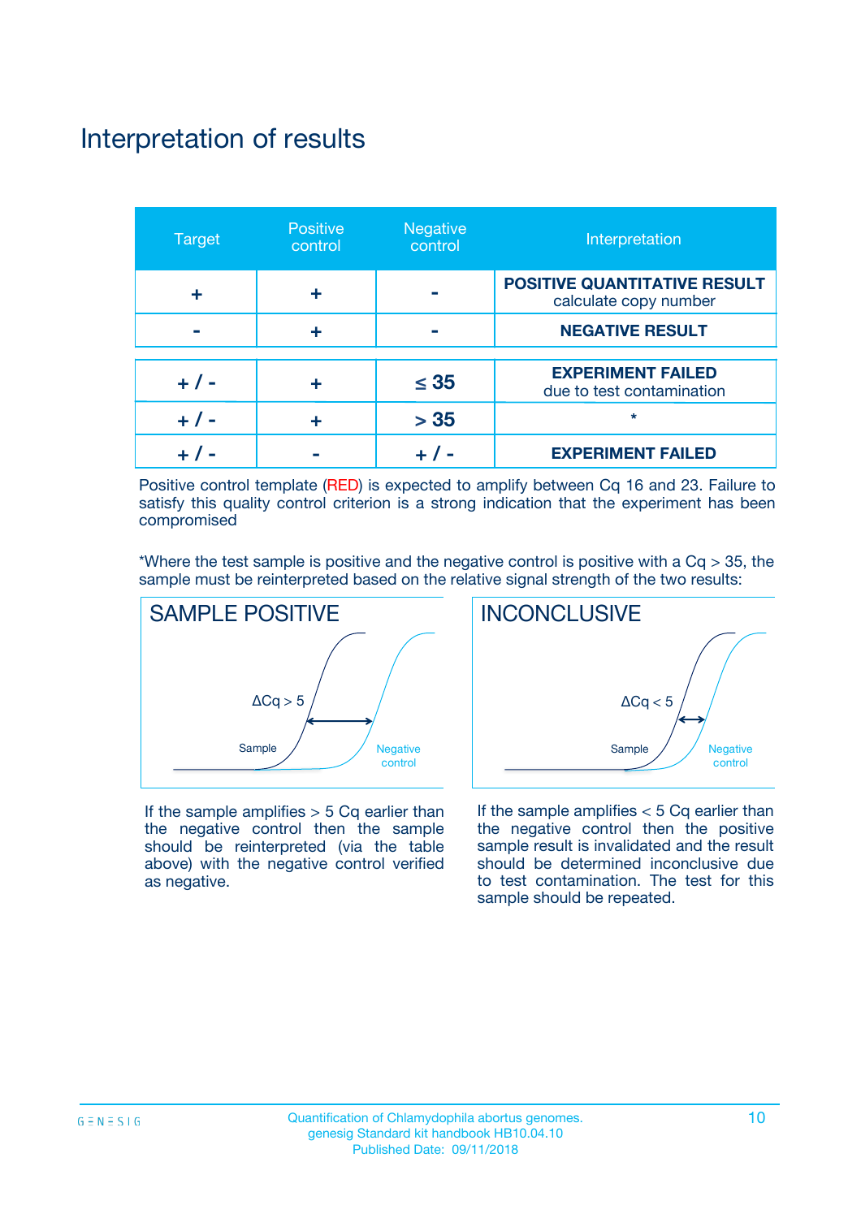# Interpretation of results

| Target | Positive control | Negative control | Interpretation |
|---|---|---|---|
| + | + | - | **POSITIVE QUANTITATIVE RESULT** calculate copy number |
| - | + | - | **NEGATIVE RESULT** |
| + / - | + | ≤ 35 | **EXPERIMENT FAILED** due to test contamination |
| + / - | + | > 35 | * |
| + / - | - | + / - | **EXPERIMENT FAILED** |

Positive control template (RED) is expected to amplify between Cq 16 and 23. Failure to satisfy this quality control criterion is a strong indication that the experiment has been compromised

*Where the test sample is positive and the negative control is positive with a Cq > 35, the sample must be reinterpreted based on the relative signal strength of the two results:

SAMPLE POSITIVE

ΔCq > 5

Sample

Negative control

If the sample amplifies > 5 Cq earlier than the negative control then the sample should be reinterpreted (via the table above) with the negative control verified as negative.

INCONCLUSIVE

ΔCq < 5

Sample

Negative control

If the sample amplifies < 5 Cq earlier than the negative control then the positive sample result is invalidated and the result should be determined inconclusive due to test contamination. The test for this sample should be repeated.